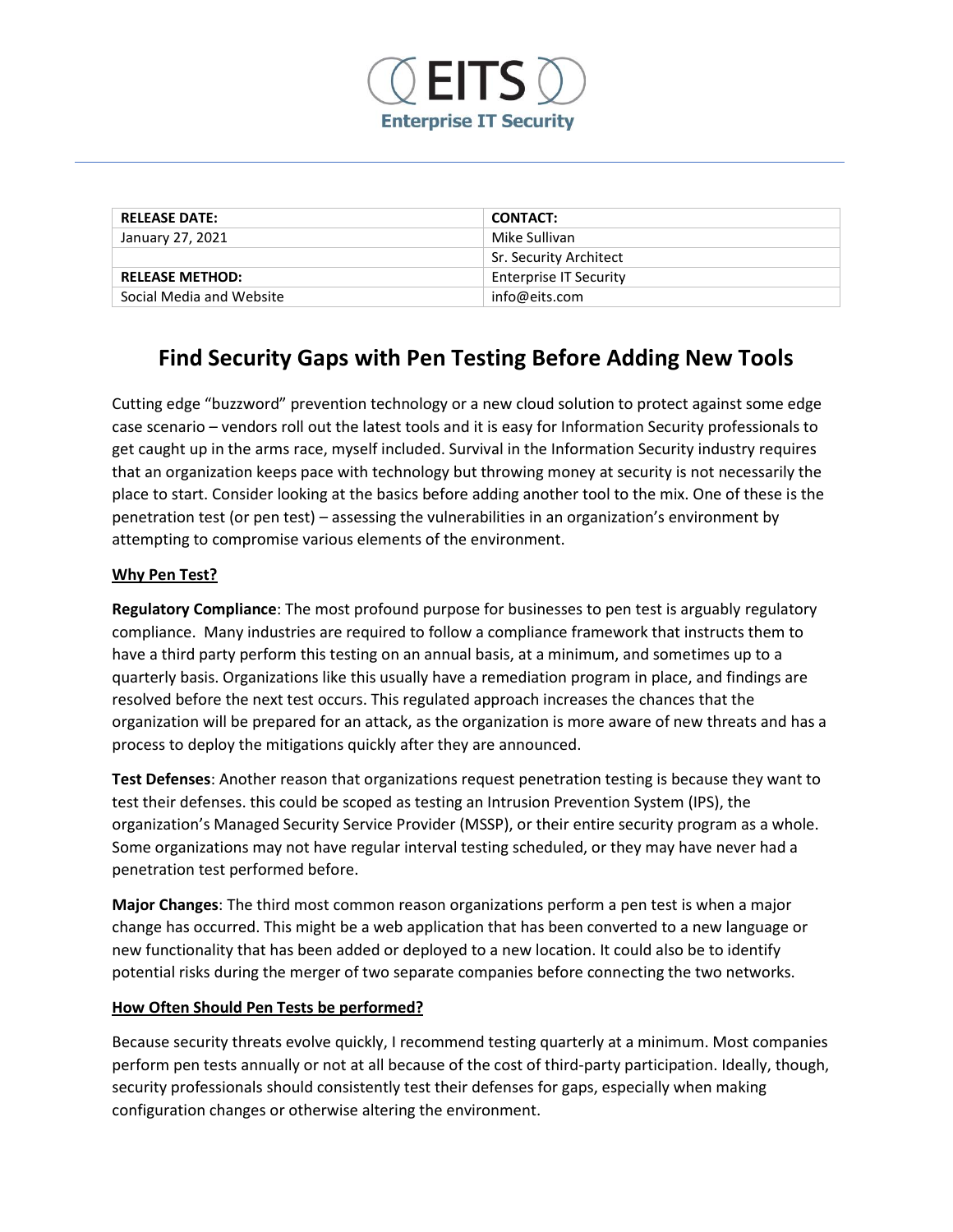EITS

Enterprise IT Security

| RELEASE DATE: | CONTACT: |
| --- | --- |
| January 27, 2021 | Mike Sullivan |
| | Sr. Security Architect |
| **RELEASE METHOD:** | Enterprise IT Security |
| Social Media and Website | info@eits.com |

# Find Security Gaps with Pen Testing Before Adding New Tools

Cutting edge "buzzword" prevention technology or a new cloud solution to protect against some edge case scenario – vendors roll out the latest tools and it is easy for Information Security professionals to get caught up in the arms race, myself included. Survival in the Information Security industry requires that an organization keeps pace with technology but throwing money at security is not necessarily the place to start. Consider looking at the basics before adding another tool to the mix. One of these is the penetration test (or pen test) – assessing the vulnerabilities in an organization's environment by attempting to compromise various elements of the environment.

**<u>Why Pen Test?</u>**

**Regulatory Compliance**: The most profound purpose for businesses to pen test is arguably regulatory compliance. Many industries are required to follow a compliance framework that instructs them to have a third party perform this testing on an annual basis, at a minimum, and sometimes up to a quarterly basis. Organizations like this usually have a remediation program in place, and findings are resolved before the next test occurs. This regulated approach increases the chances that the organization will be prepared for an attack, as the organization is more aware of new threats and has a process to deploy the mitigations quickly after they are announced.

**Test Defenses**: Another reason that organizations request penetration testing is because they want to test their defenses. this could be scoped as testing an Intrusion Prevention System (IPS), the organization's Managed Security Service Provider (MSSP), or their entire security program as a whole. Some organizations may not have regular interval testing scheduled, or they may have never had a penetration test performed before.

**Major Changes**: The third most common reason organizations perform a pen test is when a major change has occurred. This might be a web application that has been converted to a new language or new functionality that has been added or deployed to a new location. It could also be to identify potential risks during the merger of two separate companies before connecting the two networks.

**<u>How Often Should Pen Tests be performed?</u>**

Because security threats evolve quickly, I recommend testing quarterly at a minimum. Most companies perform pen tests annually or not at all because of the cost of third-party participation. Ideally, though, security professionals should consistently test their defenses for gaps, especially when making configuration changes or otherwise altering the environment.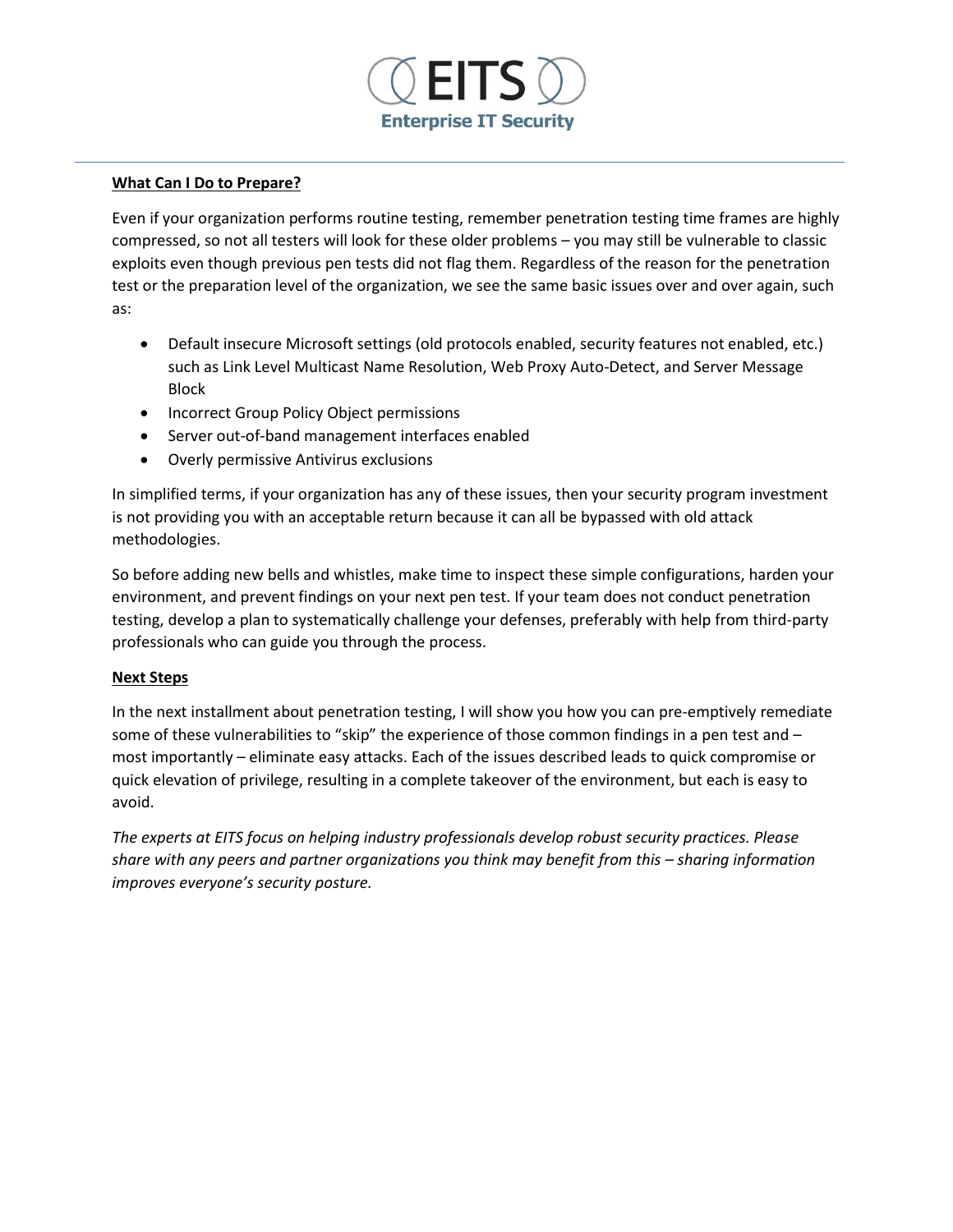**What Can I Do to Prepare?**

Even if your organization performs routine testing, remember penetration testing time frames are highly compressed, so not all testers will look for these older problems – you may still be vulnerable to classic exploits even though previous pen tests did not flag them. Regardless of the reason for the penetration test or the preparation level of the organization, we see the same basic issues over and over again, such as:

- Default insecure Microsoft settings (old protocols enabled, security features not enabled, etc.) such as Link Level Multicast Name Resolution, Web Proxy Auto-Detect, and Server Message Block
- Incorrect Group Policy Object permissions
- Server out-of-band management interfaces enabled
- Overly permissive Antivirus exclusions

In simplified terms, if your organization has any of these issues, then your security program investment is not providing you with an acceptable return because it can all be bypassed with old attack methodologies.

So before adding new bells and whistles, make time to inspect these simple configurations, harden your environment, and prevent findings on your next pen test. If your team does not conduct penetration testing, develop a plan to systematically challenge your defenses, preferably with help from third-party professionals who can guide you through the process.

**Next Steps**

In the next installment about penetration testing, I will show you how you can pre-emptively remediate some of these vulnerabilities to "skip" the experience of those common findings in a pen test and – most importantly – eliminate easy attacks. Each of the issues described leads to quick compromise or quick elevation of privilege, resulting in a complete takeover of the environment, but each is easy to avoid.

*The experts at EITS focus on helping industry professionals develop robust security practices. Please share with any peers and partner organizations you think may benefit from this – sharing information improves everyone's security posture.*